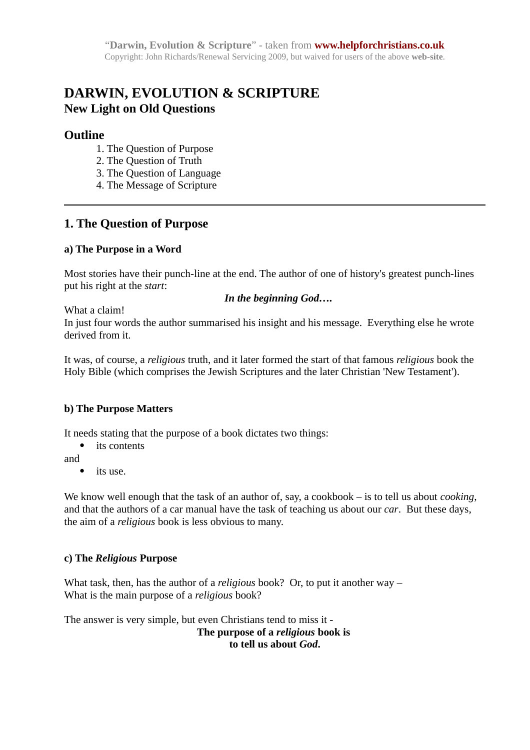"**Darwin, Evolution & Scripture**" - taken from **www.helpforchristians.co.uk**
Copyright: John Richards/Renewal Servicing 2009, but waived for users of the above **web-site**.

# DARWIN, EVOLUTION & SCRIPTURE
## New Light on Old Questions

## Outline

1. The Question of Purpose
2. The Question of Truth
3. The Question of Language
4. The Message of Scripture

---

## 1. The Question of Purpose

### a) The Purpose in a Word

Most stories have their punch-line at the end. The author of one of history's greatest punch-lines put his right at the *start*:

***In the beginning God….***

What a claim!
In just four words the author summarised his insight and his message. Everything else he wrote derived from it.

It was, of course, a *religious* truth, and it later formed the start of that famous *religious* book the Holy Bible (which comprises the Jewish Scriptures and the later Christian 'New Testament').

### b) The Purpose Matters

It needs stating that the purpose of a book dictates two things:

- its contents

and

- its use.

We know well enough that the task of an author of, say, a cookbook – is to tell us about *cooking*, and that the authors of a car manual have the task of teaching us about our *car*. But these days, the aim of a *religious* book is less obvious to many.

### c) The *Religious* Purpose

What task, then, has the author of a *religious* book? Or, to put it another way –
What is the main purpose of a *religious* book?

The answer is very simple, but even Christians tend to miss it -

**The purpose of a *religious* book is
to tell us about *God*.**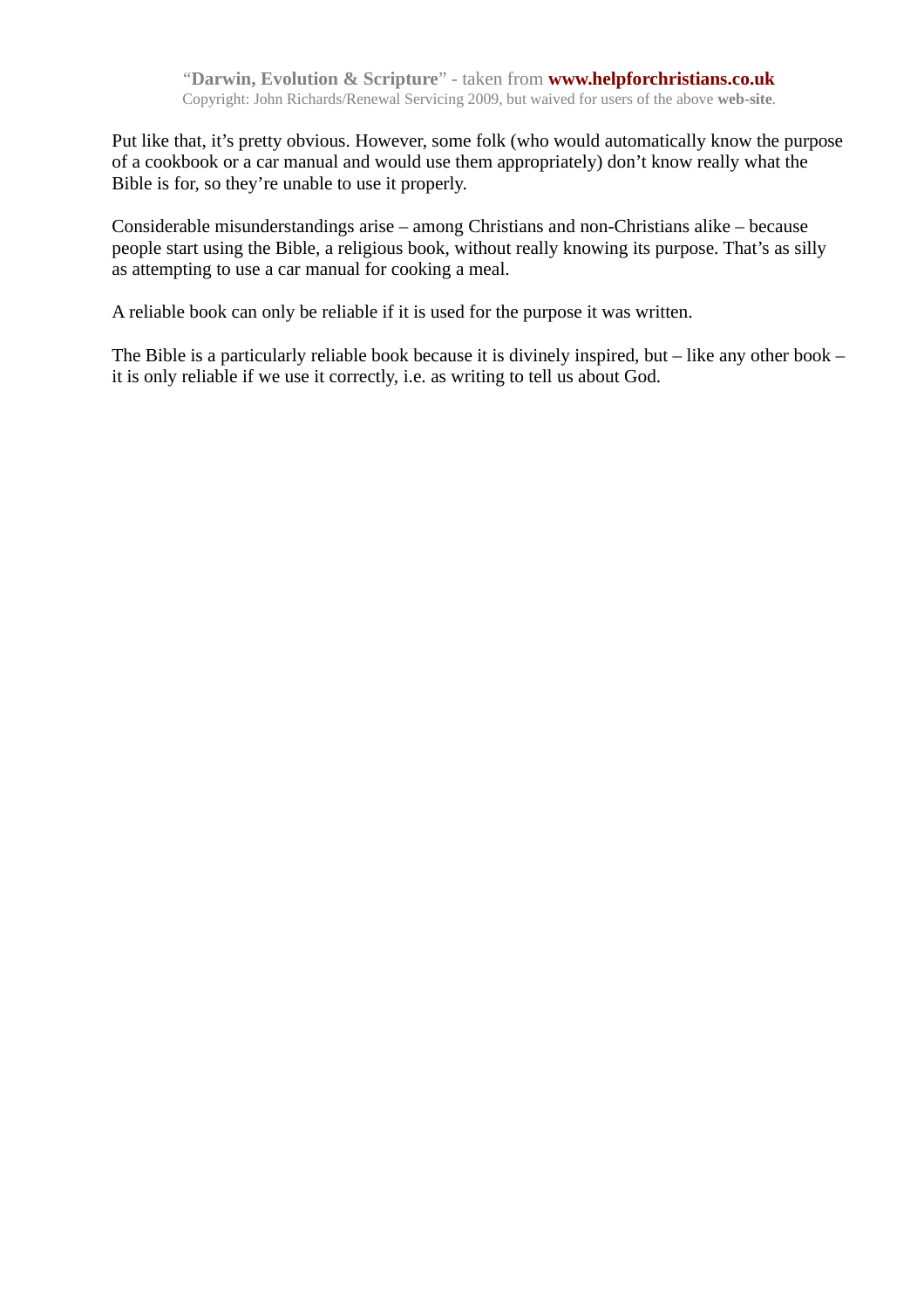Put like that, it's pretty obvious. However, some folk (who would automatically know the purpose of a cookbook or a car manual and would use them appropriately) don't know really what the Bible is for, so they're unable to use it properly.

Considerable misunderstandings arise – among Christians and non-Christians alike – because people start using the Bible, a religious book, without really knowing its purpose. That's as silly as attempting to use a car manual for cooking a meal.

A reliable book can only be reliable if it is used for the purpose it was written.

The Bible is a particularly reliable book because it is divinely inspired, but – like any other book – it is only reliable if we use it correctly, i.e. as writing to tell us about God.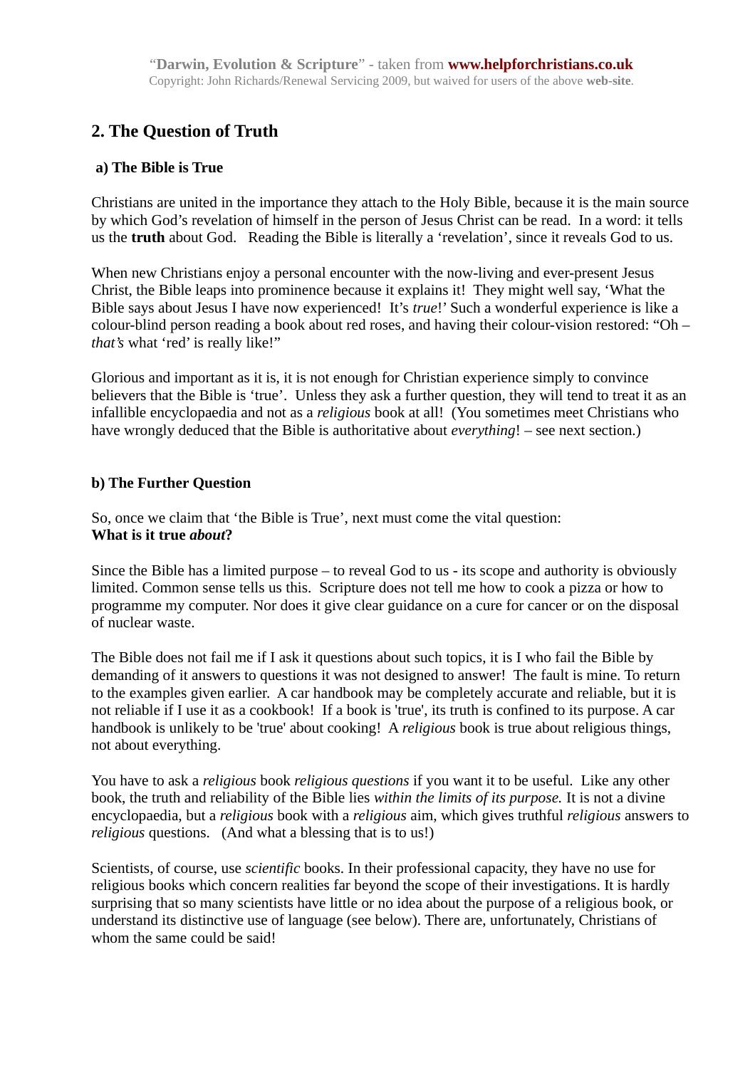## 2. The Question of Truth

### a) The Bible is True

Christians are united in the importance they attach to the Holy Bible, because it is the main source by which God's revelation of himself in the person of Jesus Christ can be read. In a word: it tells us the **truth** about God. Reading the Bible is literally a 'revelation', since it reveals God to us.

When new Christians enjoy a personal encounter with the now-living and ever-present Jesus Christ, the Bible leaps into prominence because it explains it! They might well say, 'What the Bible says about Jesus I have now experienced! It's *true*!' Such a wonderful experience is like a colour-blind person reading a book about red roses, and having their colour-vision restored: "Oh – *that's* what 'red' is really like!"

Glorious and important as it is, it is not enough for Christian experience simply to convince believers that the Bible is 'true'. Unless they ask a further question, they will tend to treat it as an infallible encyclopaedia and not as a *religious* book at all! (You sometimes meet Christians who have wrongly deduced that the Bible is authoritative about *everything*! – see next section.)

### b) The Further Question

So, once we claim that 'the Bible is True', next must come the vital question:
**What is it true *about*?**

Since the Bible has a limited purpose – to reveal God to us - its scope and authority is obviously limited. Common sense tells us this. Scripture does not tell me how to cook a pizza or how to programme my computer. Nor does it give clear guidance on a cure for cancer or on the disposal of nuclear waste.

The Bible does not fail me if I ask it questions about such topics, it is I who fail the Bible by demanding of it answers to questions it was not designed to answer! The fault is mine. To return to the examples given earlier. A car handbook may be completely accurate and reliable, but it is not reliable if I use it as a cookbook! If a book is 'true', its truth is confined to its purpose. A car handbook is unlikely to be 'true' about cooking! A *religious* book is true about religious things, not about everything.

You have to ask a *religious* book *religious questions* if you want it to be useful. Like any other book, the truth and reliability of the Bible lies *within the limits of its purpose.* It is not a divine encyclopaedia, but a *religious* book with a *religious* aim, which gives truthful *religious* answers to *religious* questions. (And what a blessing that is to us!)

Scientists, of course, use *scientific* books. In their professional capacity, they have no use for religious books which concern realities far beyond the scope of their investigations. It is hardly surprising that so many scientists have little or no idea about the purpose of a religious book, or understand its distinctive use of language (see below). There are, unfortunately, Christians of whom the same could be said!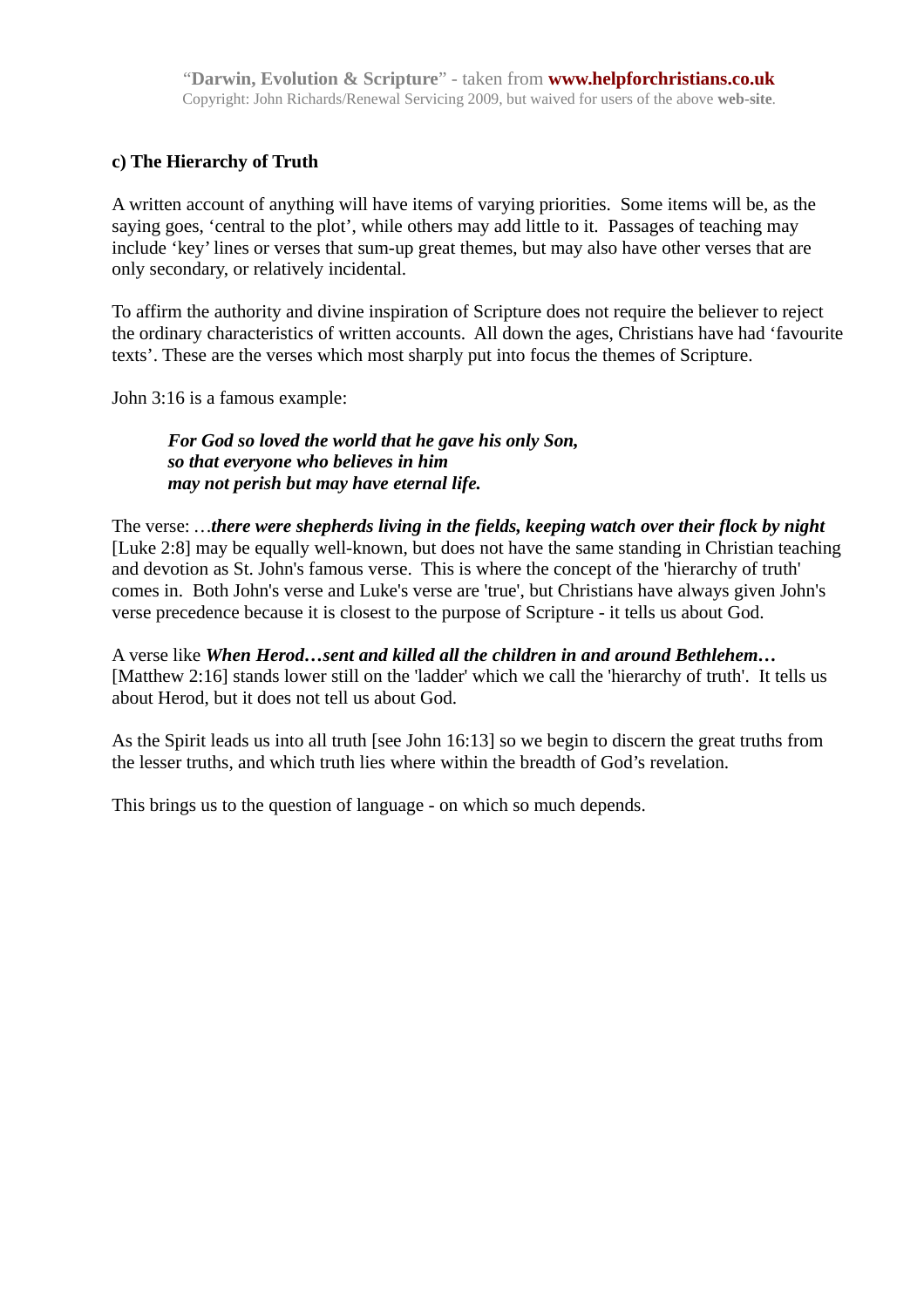### c) The Hierarchy of Truth

A written account of anything will have items of varying priorities. Some items will be, as the saying goes, 'central to the plot', while others may add little to it. Passages of teaching may include 'key' lines or verses that sum-up great themes, but may also have other verses that are only secondary, or relatively incidental.

To affirm the authority and divine inspiration of Scripture does not require the believer to reject the ordinary characteristics of written accounts. All down the ages, Christians have had 'favourite texts'. These are the verses which most sharply put into focus the themes of Scripture.

John 3:16 is a famous example:

> ***For God so loved the world that he gave his only Son,***
> ***so that everyone who believes in him***
> ***may not perish but may have eternal life.***

The verse: …***there were shepherds living in the fields, keeping watch over their flock by night*** [Luke 2:8] may be equally well-known, but does not have the same standing in Christian teaching and devotion as St. John's famous verse. This is where the concept of the 'hierarchy of truth' comes in. Both John's verse and Luke's verse are 'true', but Christians have always given John's verse precedence because it is closest to the purpose of Scripture - it tells us about God.

A verse like ***When Herod…sent and killed all the children in and around Bethlehem…*** [Matthew 2:16] stands lower still on the 'ladder' which we call the 'hierarchy of truth'. It tells us about Herod, but it does not tell us about God.

As the Spirit leads us into all truth [see John 16:13] so we begin to discern the great truths from the lesser truths, and which truth lies where within the breadth of God's revelation.

This brings us to the question of language - on which so much depends.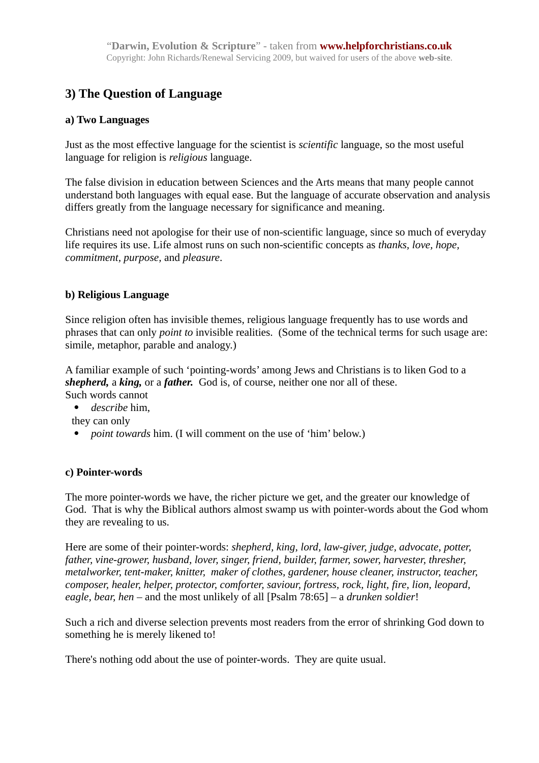## 3) The Question of Language

### a) Two Languages

Just as the most effective language for the scientist is *scientific* language, so the most useful language for religion is *religious* language.

The false division in education between Sciences and the Arts means that many people cannot understand both languages with equal ease. But the language of accurate observation and analysis differs greatly from the language necessary for significance and meaning.

Christians need not apologise for their use of non-scientific language, since so much of everyday life requires its use. Life almost runs on such non-scientific concepts as *thanks, love, hope, commitment, purpose,* and *pleasure*.

### b) Religious Language

Since religion often has invisible themes, religious language frequently has to use words and phrases that can only *point to* invisible realities. (Some of the technical terms for such usage are: simile, metaphor, parable and analogy.)

A familiar example of such 'pointing-words' among Jews and Christians is to liken God to a ***shepherd,*** a ***king,*** or a ***father.*** God is, of course, neither one nor all of these.
Such words cannot

- *describe* him,

they can only

- *point towards* him. (I will comment on the use of 'him' below.)

### c) Pointer-words

The more pointer-words we have, the richer picture we get, and the greater our knowledge of God. That is why the Biblical authors almost swamp us with pointer-words about the God whom they are revealing to us.

Here are some of their pointer-words: *shepherd, king, lord, law-giver, judge, advocate, potter, father, vine-grower, husband, lover, singer, friend, builder, farmer, sower, harvester, thresher, metalworker, tent-maker, knitter, maker of clothes, gardener, house cleaner, instructor, teacher, composer, healer, helper, protector, comforter, saviour, fortress, rock, light, fire, lion, leopard, eagle, bear, hen* – and the most unlikely of all [Psalm 78:65] – a *drunken soldier*!

Such a rich and diverse selection prevents most readers from the error of shrinking God down to something he is merely likened to!

There's nothing odd about the use of pointer-words. They are quite usual.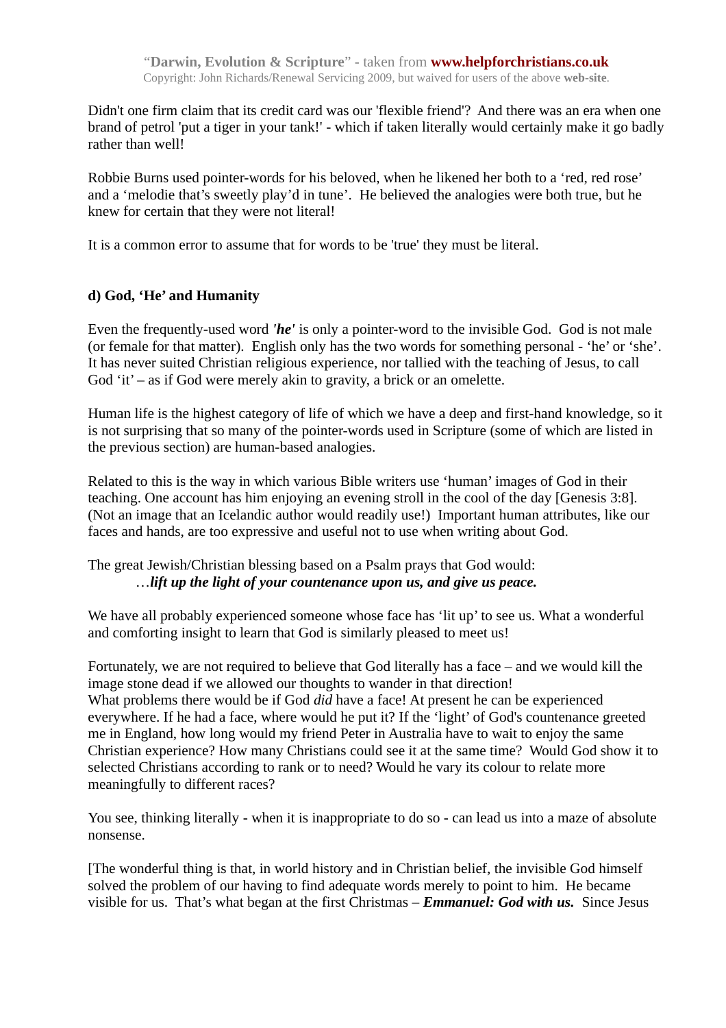Didn't one firm claim that its credit card was our 'flexible friend'? And there was an era when one brand of petrol 'put a tiger in your tank!' - which if taken literally would certainly make it go badly rather than well!

Robbie Burns used pointer-words for his beloved, when he likened her both to a ‘red, red rose’ and a ‘melodie that’s sweetly play’d in tune’. He believed the analogies were both true, but he knew for certain that they were not literal!

It is a common error to assume that for words to be 'true' they must be literal.

**d) God, ‘He’ and Humanity**

Even the frequently-used word ***'he'*** is only a pointer-word to the invisible God. God is not male (or female for that matter). English only has the two words for something personal - ‘he’ or ‘she’. It has never suited Christian religious experience, nor tallied with the teaching of Jesus, to call God ‘it’ – as if God were merely akin to gravity, a brick or an omelette.

Human life is the highest category of life of which we have a deep and first-hand knowledge, so it is not surprising that so many of the pointer-words used in Scripture (some of which are listed in the previous section) are human-based analogies.

Related to this is the way in which various Bible writers use ‘human’ images of God in their teaching. One account has him enjoying an evening stroll in the cool of the day [Genesis 3:8]. (Not an image that an Icelandic author would readily use!) Important human attributes, like our faces and hands, are too expressive and useful not to use when writing about God.

The great Jewish/Christian blessing based on a Psalm prays that God would:

> …***lift up the light of your countenance upon us, and give us peace.***

We have all probably experienced someone whose face has ‘lit up’ to see us. What a wonderful and comforting insight to learn that God is similarly pleased to meet us!

Fortunately, we are not required to believe that God literally has a face – and we would kill the image stone dead if we allowed our thoughts to wander in that direction!
What problems there would be if God *did* have a face! At present he can be experienced everywhere. If he had a face, where would he put it? If the ‘light’ of God's countenance greeted me in England, how long would my friend Peter in Australia have to wait to enjoy the same Christian experience? How many Christians could see it at the same time? Would God show it to selected Christians according to rank or to need? Would he vary its colour to relate more meaningfully to different races?

You see, thinking literally - when it is inappropriate to do so - can lead us into a maze of absolute nonsense.

[The wonderful thing is that, in world history and in Christian belief, the invisible God himself solved the problem of our having to find adequate words merely to point to him. He became visible for us. That’s what began at the first Christmas – ***Emmanuel: God with us.*** Since Jesus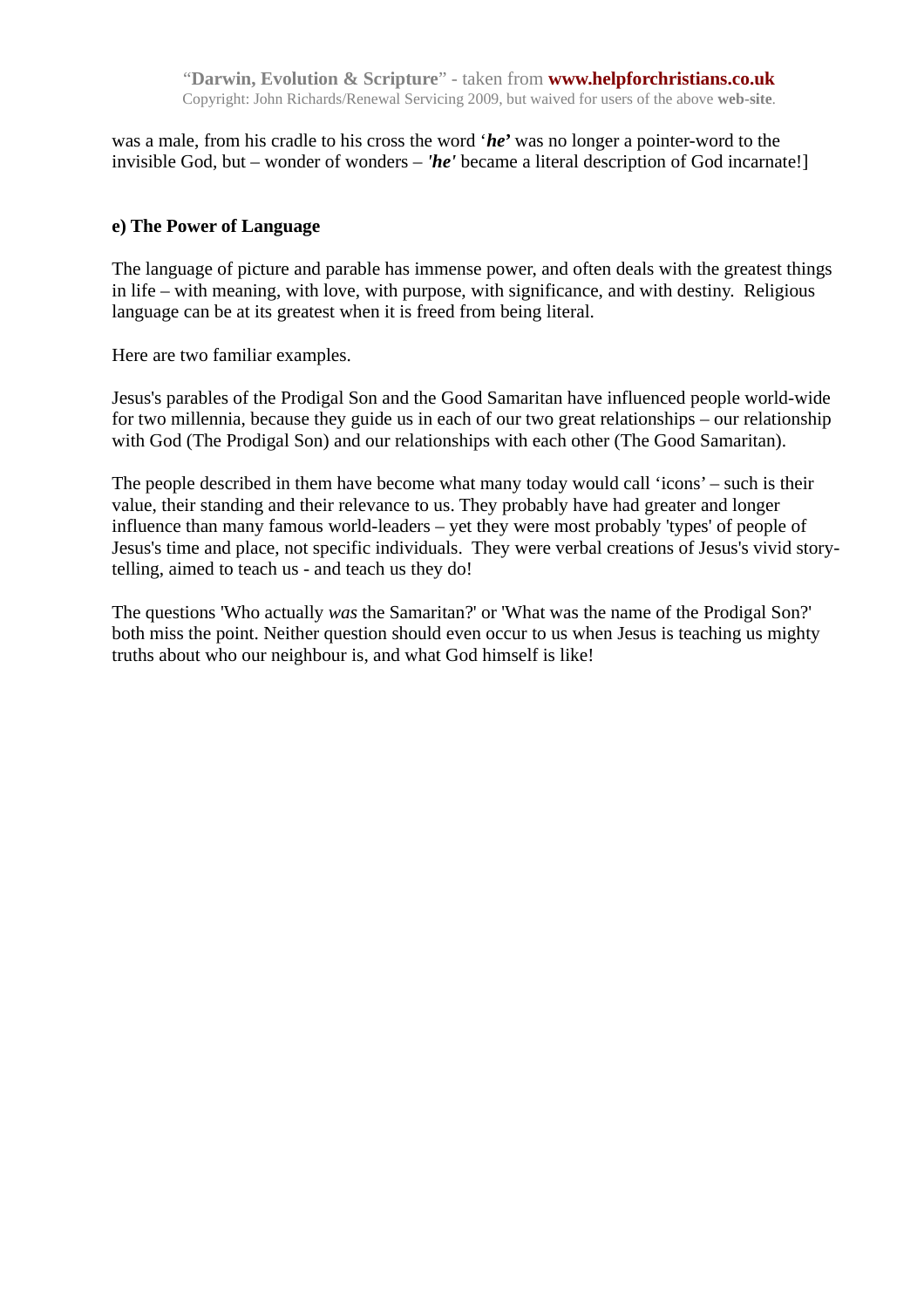was a male, from his cradle to his cross the word '***he'*** was no longer a pointer-word to the invisible God, but – wonder of wonders – ***'he'*** became a literal description of God incarnate!]

**e) The Power of Language**

The language of picture and parable has immense power, and often deals with the greatest things in life – with meaning, with love, with purpose, with significance, and with destiny. Religious language can be at its greatest when it is freed from being literal.

Here are two familiar examples.

Jesus's parables of the Prodigal Son and the Good Samaritan have influenced people world-wide for two millennia, because they guide us in each of our two great relationships – our relationship with God (The Prodigal Son) and our relationships with each other (The Good Samaritan).

The people described in them have become what many today would call 'icons' – such is their value, their standing and their relevance to us. They probably have had greater and longer influence than many famous world-leaders – yet they were most probably 'types' of people of Jesus's time and place, not specific individuals. They were verbal creations of Jesus's vivid story-telling, aimed to teach us - and teach us they do!

The questions 'Who actually *was* the Samaritan?' or 'What was the name of the Prodigal Son?' both miss the point. Neither question should even occur to us when Jesus is teaching us mighty truths about who our neighbour is, and what God himself is like!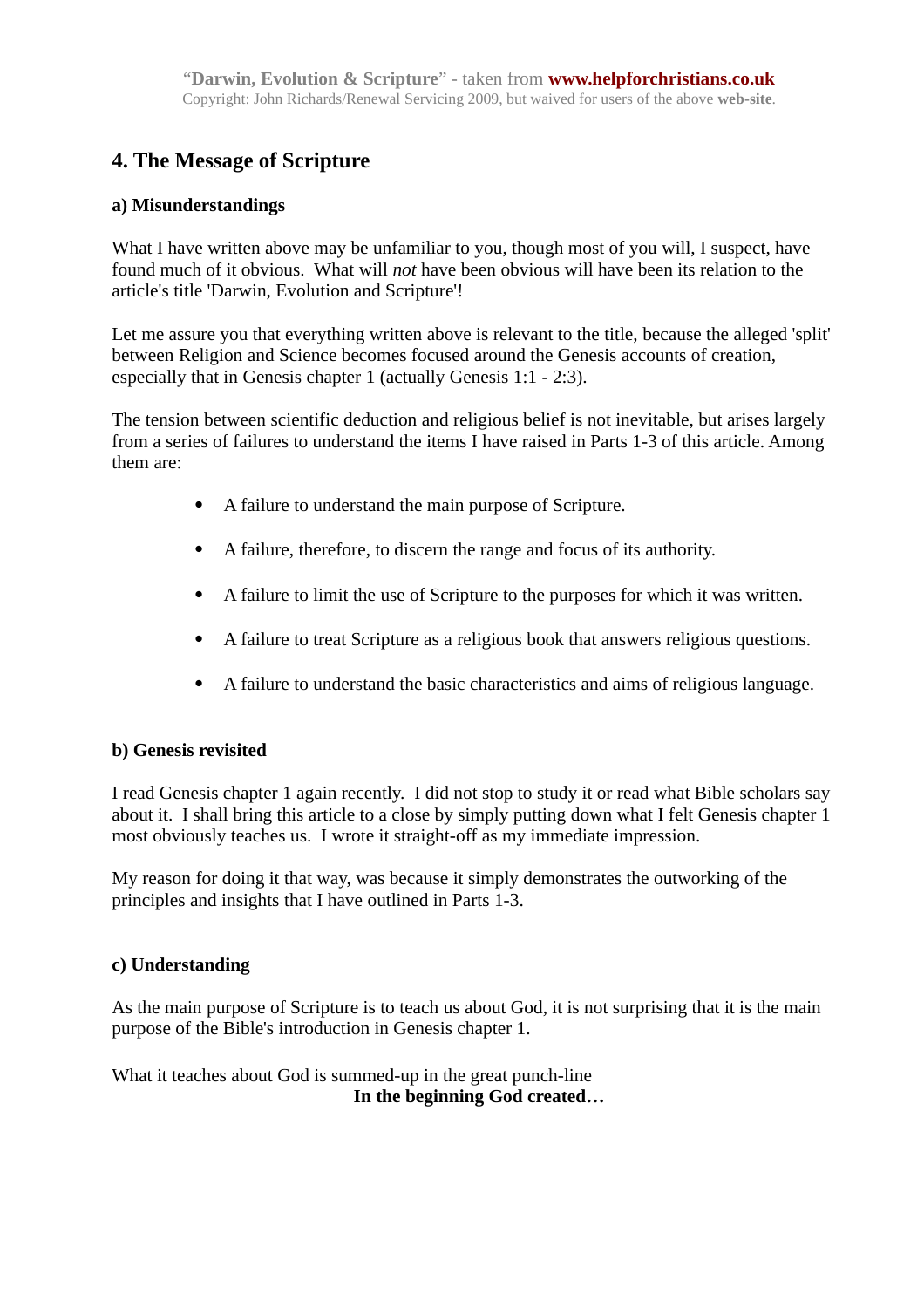## 4. The Message of Scripture

### a) Misunderstandings

What I have written above may be unfamiliar to you, though most of you will, I suspect, have found much of it obvious. What will *not* have been obvious will have been its relation to the article's title 'Darwin, Evolution and Scripture'!

Let me assure you that everything written above is relevant to the title, because the alleged 'split' between Religion and Science becomes focused around the Genesis accounts of creation, especially that in Genesis chapter 1 (actually Genesis 1:1 - 2:3).

The tension between scientific deduction and religious belief is not inevitable, but arises largely from a series of failures to understand the items I have raised in Parts 1-3 of this article. Among them are:

- A failure to understand the main purpose of Scripture.
- A failure, therefore, to discern the range and focus of its authority.
- A failure to limit the use of Scripture to the purposes for which it was written.
- A failure to treat Scripture as a religious book that answers religious questions.
- A failure to understand the basic characteristics and aims of religious language.

### b) Genesis revisited

I read Genesis chapter 1 again recently. I did not stop to study it or read what Bible scholars say about it. I shall bring this article to a close by simply putting down what I felt Genesis chapter 1 most obviously teaches us. I wrote it straight-off as my immediate impression.

My reason for doing it that way, was because it simply demonstrates the outworking of the principles and insights that I have outlined in Parts 1-3.

### c) Understanding

As the main purpose of Scripture is to teach us about God, it is not surprising that it is the main purpose of the Bible's introduction in Genesis chapter 1.

What it teaches about God is summed-up in the great punch-line

**In the beginning God created…**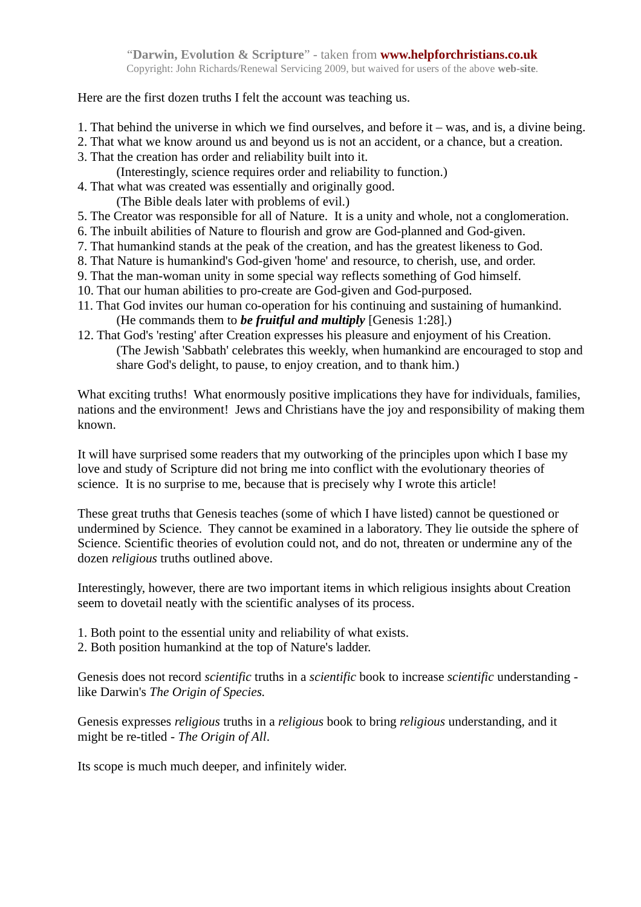Here are the first dozen truths I felt the account was teaching us.

1. That behind the universe in which we find ourselves, and before it – was, and is, a divine being.
2. That what we know around us and beyond us is not an accident, or a chance, but a creation.
3. That the creation has order and reliability built into it.
   (Interestingly, science requires order and reliability to function.)
4. That what was created was essentially and originally good.
   (The Bible deals later with problems of evil.)
5. The Creator was responsible for all of Nature. It is a unity and whole, not a conglomeration.
6. The inbuilt abilities of Nature to flourish and grow are God-planned and God-given.
7. That humankind stands at the peak of the creation, and has the greatest likeness to God.
8. That Nature is humankind's God-given 'home' and resource, to cherish, use, and order.
9. That the man-woman unity in some special way reflects something of God himself.
10. That our human abilities to pro-create are God-given and God-purposed.
11. That God invites our human co-operation for his continuing and sustaining of humankind.
    (He commands them to ***be fruitful and multiply*** [Genesis 1:28].)
12. That God's 'resting' after Creation expresses his pleasure and enjoyment of his Creation.
    (The Jewish 'Sabbath' celebrates this weekly, when humankind are encouraged to stop and share God's delight, to pause, to enjoy creation, and to thank him.)

What exciting truths! What enormously positive implications they have for individuals, families, nations and the environment! Jews and Christians have the joy and responsibility of making them known.

It will have surprised some readers that my outworking of the principles upon which I base my love and study of Scripture did not bring me into conflict with the evolutionary theories of science. It is no surprise to me, because that is precisely why I wrote this article!

These great truths that Genesis teaches (some of which I have listed) cannot be questioned or undermined by Science. They cannot be examined in a laboratory. They lie outside the sphere of Science. Scientific theories of evolution could not, and do not, threaten or undermine any of the dozen *religious* truths outlined above.

Interestingly, however, there are two important items in which religious insights about Creation seem to dovetail neatly with the scientific analyses of its process.

1. Both point to the essential unity and reliability of what exists.
2. Both position humankind at the top of Nature's ladder.

Genesis does not record *scientific* truths in a *scientific* book to increase *scientific* understanding - like Darwin's *The Origin of Species.*

Genesis expresses *religious* truths in a *religious* book to bring *religious* understanding, and it might be re-titled - *The Origin of All*.

Its scope is much much deeper, and infinitely wider.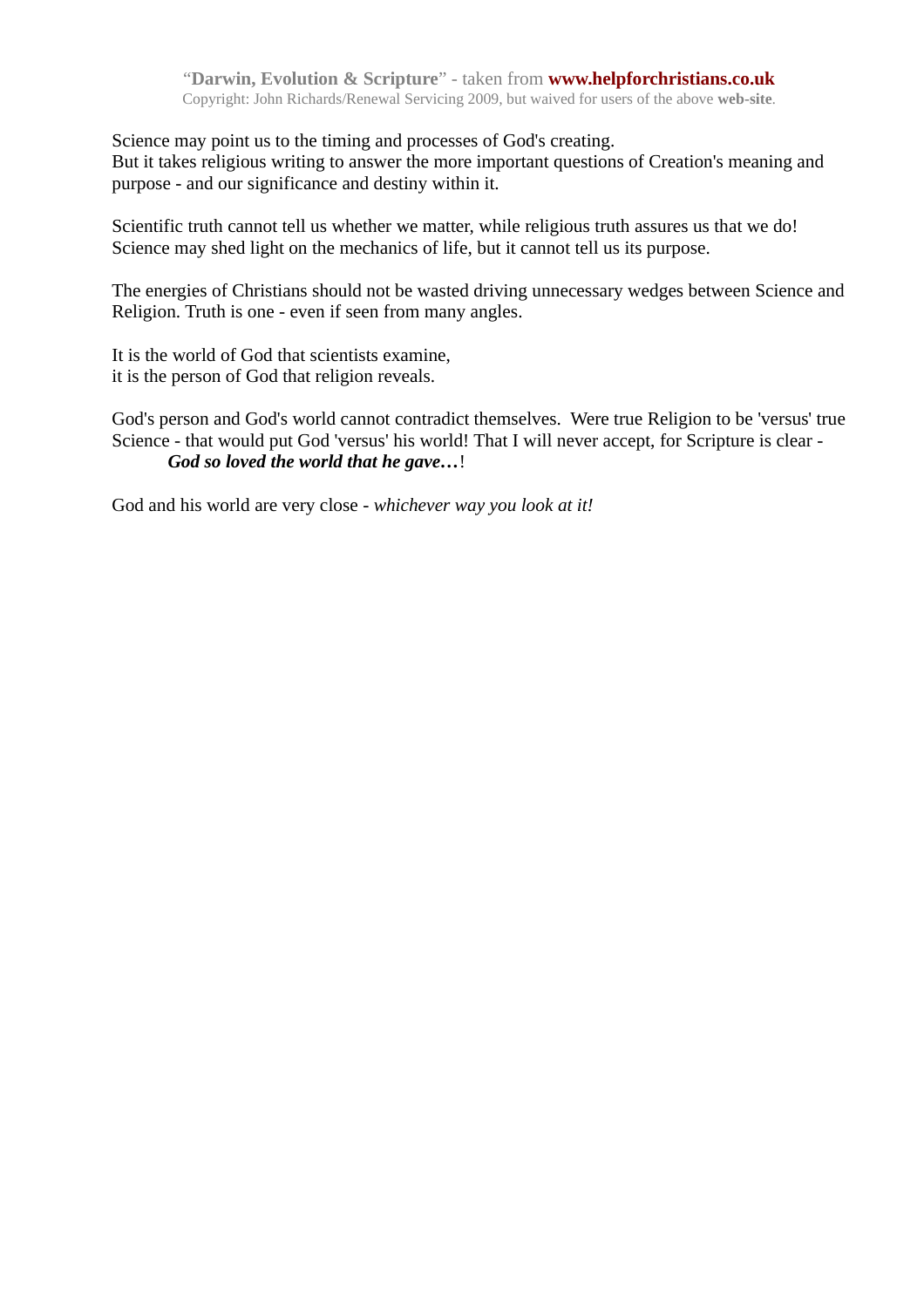"**Darwin, Evolution & Scripture**" - taken from **www.helpforchristians.co.uk**
Copyright: John Richards/Renewal Servicing 2009, but waived for users of the above **web-site**.

Science may point us to the timing and processes of God's creating.
But it takes religious writing to answer the more important questions of Creation's meaning and purpose - and our significance and destiny within it.

Scientific truth cannot tell us whether we matter, while religious truth assures us that we do!
Science may shed light on the mechanics of life, but it cannot tell us its purpose.

The energies of Christians should not be wasted driving unnecessary wedges between Science and Religion. Truth is one - even if seen from many angles.

It is the world of God that scientists examine,
it is the person of God that religion reveals.

God's person and God's world cannot contradict themselves. Were true Religion to be 'versus' true Science - that would put God 'versus' his world! That I will never accept, for Scripture is clear -

> ***God so loved the world that he gave…***!

God and his world are very close - *whichever way you look at it!*